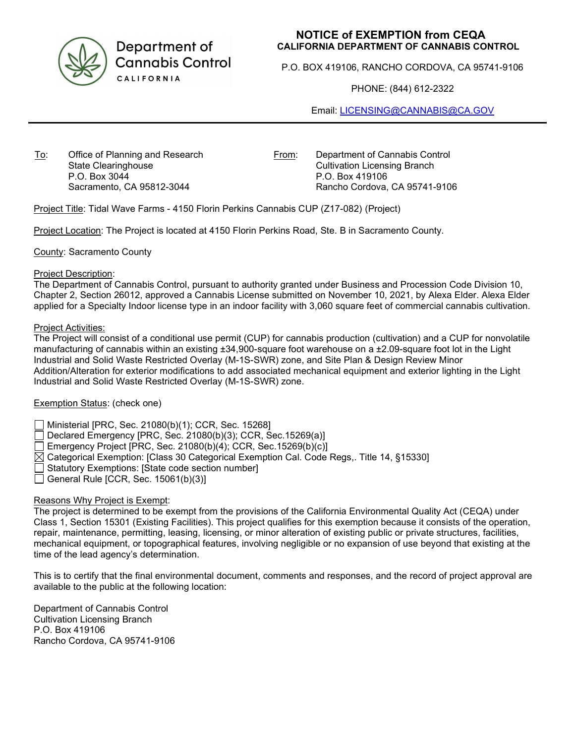Department of Cannabis Control
CALIFORNIA

# NOTICE of EXEMPTION from CEQA
**CALIFORNIA DEPARTMENT OF CANNABIS CONTROL**

P.O. BOX 419106, RANCHO CORDOVA, CA 95741-9106

PHONE: (844) 612-2322

Email: LICENSING@CANNABIS@CA.GOV

---

To: Office of Planning and Research
State Clearinghouse
P.O. Box 3044
Sacramento, CA 95812-3044

From: Department of Cannabis Control
Cultivation Licensing Branch
P.O. Box 419106
Rancho Cordova, CA 95741-9106

Project Title: Tidal Wave Farms - 4150 Florin Perkins Cannabis CUP (Z17-082) (Project)

Project Location: The Project is located at 4150 Florin Perkins Road, Ste. B in Sacramento County.

County: Sacramento County

Project Description:
The Department of Cannabis Control, pursuant to authority granted under Business and Procession Code Division 10, Chapter 2, Section 26012, approved a Cannabis License submitted on November 10, 2021, by Alexa Elder. Alexa Elder applied for a Specialty Indoor license type in an indoor facility with 3,060 square feet of commercial cannabis cultivation.

Project Activities:
The Project will consist of a conditional use permit (CUP) for cannabis production (cultivation) and a CUP for nonvolatile manufacturing of cannabis within an existing ±34,900-square foot warehouse on a ±2.09-square foot lot in the Light Industrial and Solid Waste Restricted Overlay (M-1S-SWR) zone, and Site Plan & Design Review Minor Addition/Alteration for exterior modifications to add associated mechanical equipment and exterior lighting in the Light Industrial and Solid Waste Restricted Overlay (M-1S-SWR) zone.

Exemption Status: (check one)

- ☐ Ministerial [PRC, Sec. 21080(b)(1); CCR, Sec. 15268]
- ☐ Declared Emergency [PRC, Sec. 21080(b)(3); CCR, Sec.15269(a)]
- ☐ Emergency Project [PRC, Sec. 21080(b)(4); CCR, Sec.15269(b)(c)]
- ☒ Categorical Exemption: [Class 30 Categorical Exemption Cal. Code Regs,. Title 14, §15330]
- ☐ Statutory Exemptions: [State code section number]
- ☐ General Rule [CCR, Sec. 15061(b)(3)]

Reasons Why Project is Exempt:
The project is determined to be exempt from the provisions of the California Environmental Quality Act (CEQA) under Class 1, Section 15301 (Existing Facilities). This project qualifies for this exemption because it consists of the operation, repair, maintenance, permitting, leasing, licensing, or minor alteration of existing public or private structures, facilities, mechanical equipment, or topographical features, involving negligible or no expansion of use beyond that existing at the time of the lead agency's determination.

This is to certify that the final environmental document, comments and responses, and the record of project approval are available to the public at the following location:

Department of Cannabis Control
Cultivation Licensing Branch
P.O. Box 419106
Rancho Cordova, CA 95741-9106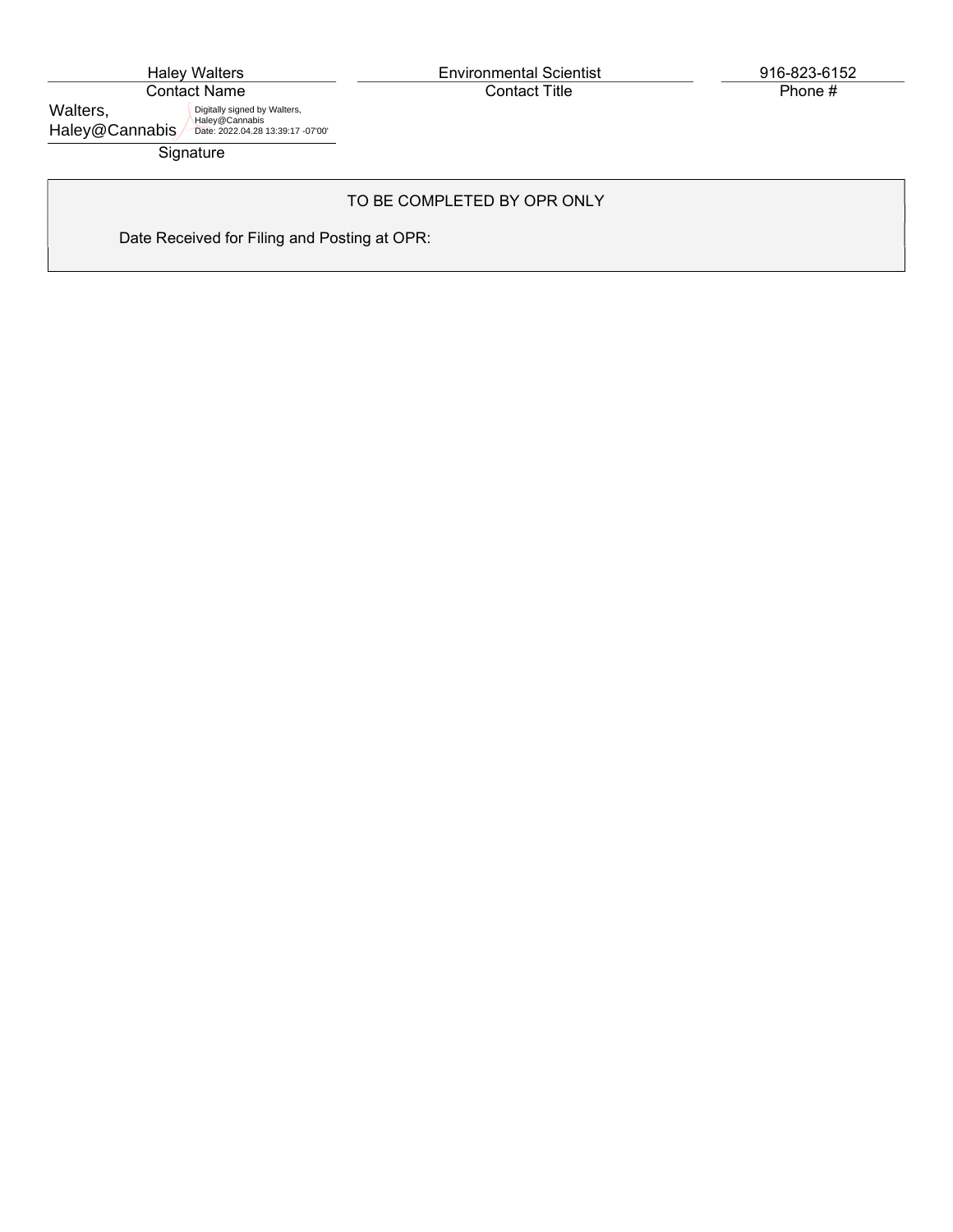| Haley Walters | Environmental Scientist | 916-823-6152 |
| --- | --- | --- |
| Contact Name | Contact Title | Phone # |

Walters, Haley@Cannabis Digitally signed by Walters, Haley@Cannabis Date: 2022.04.28 13:39:17 -07'00'

Signature

TO BE COMPLETED BY OPR ONLY

Date Received for Filing and Posting at OPR: